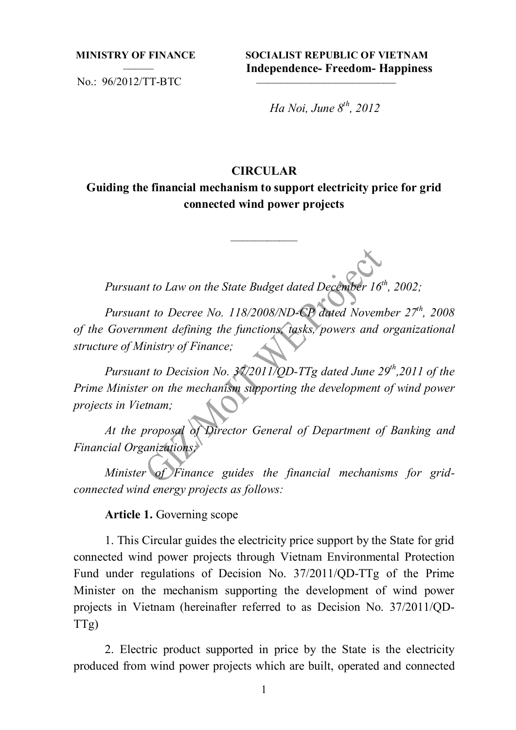**MINISTRY OF FINANCE**

No.: 96/2012/TT-BTC

**SOCIALIST REPUBLIC OF VIETNAM**
**Independence- Freedom- Happiness**

*Ha Noi, June 8th, 2012*

# CIRCULAR

## Guiding the financial mechanism to support electricity price for grid connected wind power projects

---

*Pursuant to Law on the State Budget dated December 16th, 2002;*

*Pursuant to Decree No. 118/2008/ND-CP dated November 27th, 2008 of the Government defining the functions, tasks, powers and organizational structure of Ministry of Finance;*

*Pursuant to Decision No. 37/2011/QD-TTg dated June 29th,2011 of the Prime Minister on the mechanism supporting the development of wind power projects in Vietnam;*

*At the proposal of Director General of Department of Banking and Financial Organizations;*

*Minister of Finance guides the financial mechanisms for grid-connected wind energy projects as follows:*

**Article 1.** Governing scope

1. This Circular guides the electricity price support by the State for grid connected wind power projects through Vietnam Environmental Protection Fund under regulations of Decision No. 37/2011/QD-TTg of the Prime Minister on the mechanism supporting the development of wind power projects in Vietnam (hereinafter referred to as Decision No. 37/2011/QD-TTg)

2. Electric product supported in price by the State is the electricity produced from wind power projects which are built, operated and connected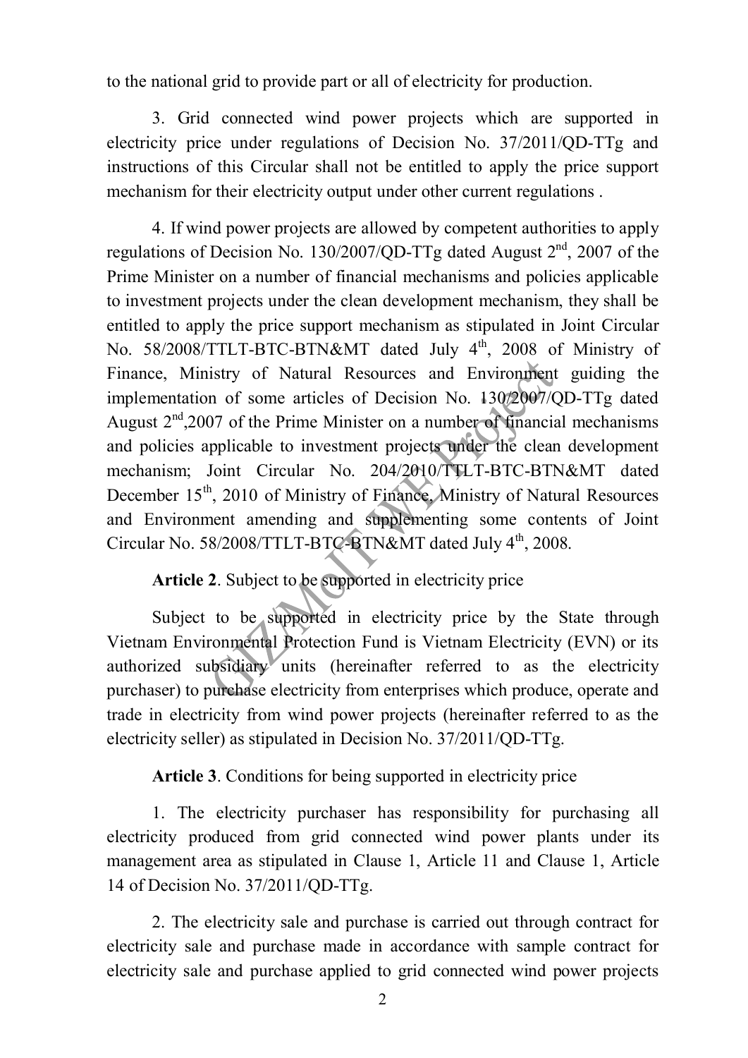to the national grid to provide part or all of electricity for production.

3. Grid connected wind power projects which are supported in electricity price under regulations of Decision No. 37/2011/QD-TTg and instructions of this Circular shall not be entitled to apply the price support mechanism for their electricity output under other current regulations .

4. If wind power projects are allowed by competent authorities to apply regulations of Decision No. 130/2007/QD-TTg dated August 2nd, 2007 of the Prime Minister on a number of financial mechanisms and policies applicable to investment projects under the clean development mechanism, they shall be entitled to apply the price support mechanism as stipulated in Joint Circular No. 58/2008/TTLT-BTC-BTN&MT dated July 4th, 2008 of Ministry of Finance, Ministry of Natural Resources and Environment guiding the implementation of some articles of Decision No. 130/2007/QD-TTg dated August 2nd,2007 of the Prime Minister on a number of financial mechanisms and policies applicable to investment projects under the clean development mechanism; Joint Circular No. 204/2010/TTLT-BTC-BTN&MT dated December 15th, 2010 of Ministry of Finance, Ministry of Natural Resources and Environment amending and supplementing some contents of Joint Circular No. 58/2008/TTLT-BTC-BTN&MT dated July 4th, 2008.

**Article 2**. Subject to be supported in electricity price

Subject to be supported in electricity price by the State through Vietnam Environmental Protection Fund is Vietnam Electricity (EVN) or its authorized subsidiary units (hereinafter referred to as the electricity purchaser) to purchase electricity from enterprises which produce, operate and trade in electricity from wind power projects (hereinafter referred to as the electricity seller) as stipulated in Decision No. 37/2011/QD-TTg.

**Article 3**. Conditions for being supported in electricity price

1. The electricity purchaser has responsibility for purchasing all electricity produced from grid connected wind power plants under its management area as stipulated in Clause 1, Article 11 and Clause 1, Article 14 of Decision No. 37/2011/QD-TTg.

2. The electricity sale and purchase is carried out through contract for electricity sale and purchase made in accordance with sample contract for electricity sale and purchase applied to grid connected wind power projects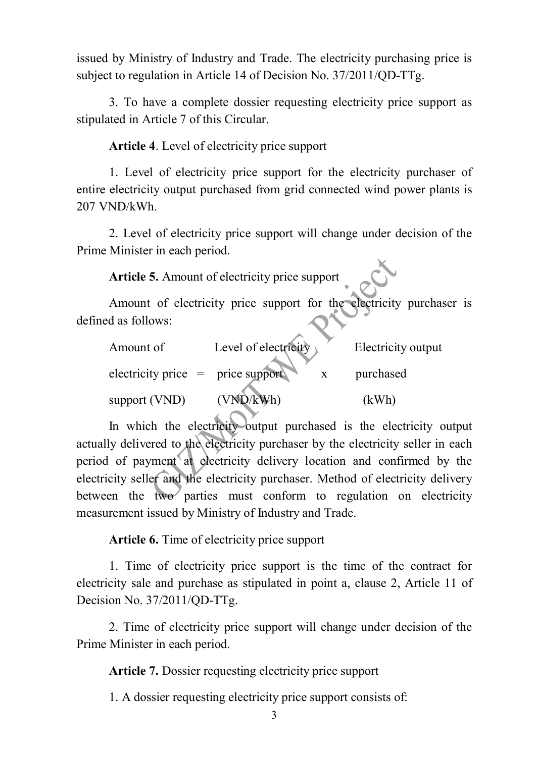issued by Ministry of Industry and Trade. The electricity purchasing price is subject to regulation in Article 14 of Decision No. 37/2011/QD-TTg.

3. To have a complete dossier requesting electricity price support as stipulated in Article 7 of this Circular.

**Article 4**. Level of electricity price support

1. Level of electricity price support for the electricity purchaser of entire electricity output purchased from grid connected wind power plants is 207 VND/kWh.

2. Level of electricity price support will change under decision of the Prime Minister in each period.

**Article 5.** Amount of electricity price support

Amount of electricity price support for the electricity purchaser is defined as follows:

$$\text{Amount of electricity price support (VND)} = \text{Level of electricity price support (VND/kWh)} \times \text{Electricity output purchased (kWh)}$$

In which the electricity output purchased is the electricity output actually delivered to the electricity purchaser by the electricity seller in each period of payment at electricity delivery location and confirmed by the electricity seller and the electricity purchaser. Method of electricity delivery between the two parties must conform to regulation on electricity measurement issued by Ministry of Industry and Trade.

**Article 6.** Time of electricity price support

1. Time of electricity price support is the time of the contract for electricity sale and purchase as stipulated in point a, clause 2, Article 11 of Decision No. 37/2011/QD-TTg.

2. Time of electricity price support will change under decision of the Prime Minister in each period.

**Article 7.** Dossier requesting electricity price support

1. A dossier requesting electricity price support consists of: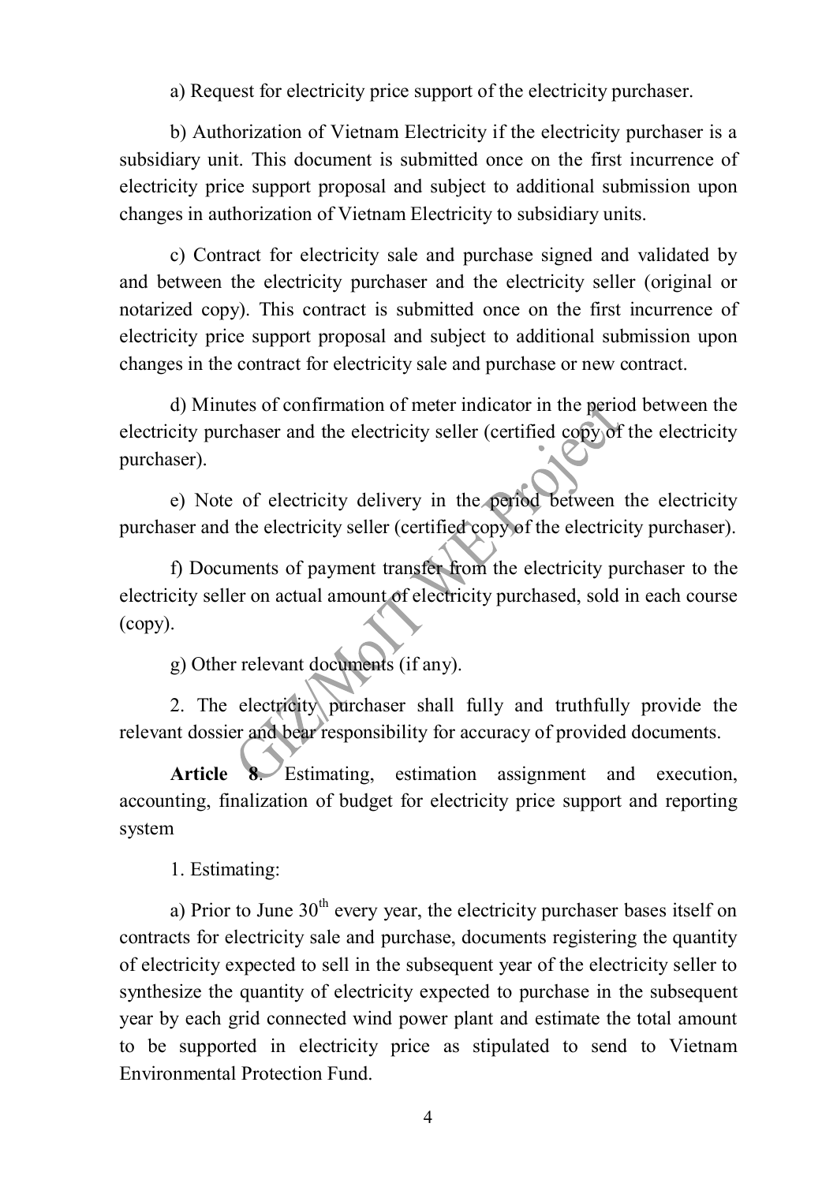a) Request for electricity price support of the electricity purchaser.

b) Authorization of Vietnam Electricity if the electricity purchaser is a subsidiary unit. This document is submitted once on the first incurrence of electricity price support proposal and subject to additional submission upon changes in authorization of Vietnam Electricity to subsidiary units.

c) Contract for electricity sale and purchase signed and validated by and between the electricity purchaser and the electricity seller (original or notarized copy). This contract is submitted once on the first incurrence of electricity price support proposal and subject to additional submission upon changes in the contract for electricity sale and purchase or new contract.

d) Minutes of confirmation of meter indicator in the period between the electricity purchaser and the electricity seller (certified copy of the electricity purchaser).

e) Note of electricity delivery in the period between the electricity purchaser and the electricity seller (certified copy of the electricity purchaser).

f) Documents of payment transfer from the electricity purchaser to the electricity seller on actual amount of electricity purchased, sold in each course (copy).

g) Other relevant documents (if any).

2. The electricity purchaser shall fully and truthfully provide the relevant dossier and bear responsibility for accuracy of provided documents.

**Article 8**. Estimating, estimation assignment and execution, accounting, finalization of budget for electricity price support and reporting system

1. Estimating:

a) Prior to June 30th every year, the electricity purchaser bases itself on contracts for electricity sale and purchase, documents registering the quantity of electricity expected to sell in the subsequent year of the electricity seller to synthesize the quantity of electricity expected to purchase in the subsequent year by each grid connected wind power plant and estimate the total amount to be supported in electricity price as stipulated to send to Vietnam Environmental Protection Fund.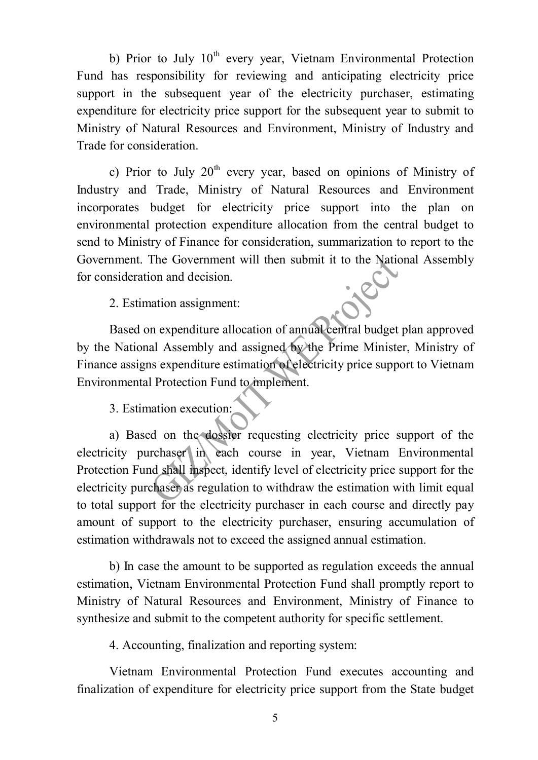b) Prior to July 10th every year, Vietnam Environmental Protection Fund has responsibility for reviewing and anticipating electricity price support in the subsequent year of the electricity purchaser, estimating expenditure for electricity price support for the subsequent year to submit to Ministry of Natural Resources and Environment, Ministry of Industry and Trade for consideration.

c) Prior to July 20th every year, based on opinions of Ministry of Industry and Trade, Ministry of Natural Resources and Environment incorporates budget for electricity price support into the plan on environmental protection expenditure allocation from the central budget to send to Ministry of Finance for consideration, summarization to report to the Government. The Government will then submit it to the National Assembly for consideration and decision.

2. Estimation assignment:

Based on expenditure allocation of annual central budget plan approved by the National Assembly and assigned by the Prime Minister, Ministry of Finance assigns expenditure estimation of electricity price support to Vietnam Environmental Protection Fund to implement.

3. Estimation execution:

a) Based on the dossier requesting electricity price support of the electricity purchaser in each course in year, Vietnam Environmental Protection Fund shall inspect, identify level of electricity price support for the electricity purchaser as regulation to withdraw the estimation with limit equal to total support for the electricity purchaser in each course and directly pay amount of support to the electricity purchaser, ensuring accumulation of estimation withdrawals not to exceed the assigned annual estimation.

b) In case the amount to be supported as regulation exceeds the annual estimation, Vietnam Environmental Protection Fund shall promptly report to Ministry of Natural Resources and Environment, Ministry of Finance to synthesize and submit to the competent authority for specific settlement.

4. Accounting, finalization and reporting system:

Vietnam Environmental Protection Fund executes accounting and finalization of expenditure for electricity price support from the State budget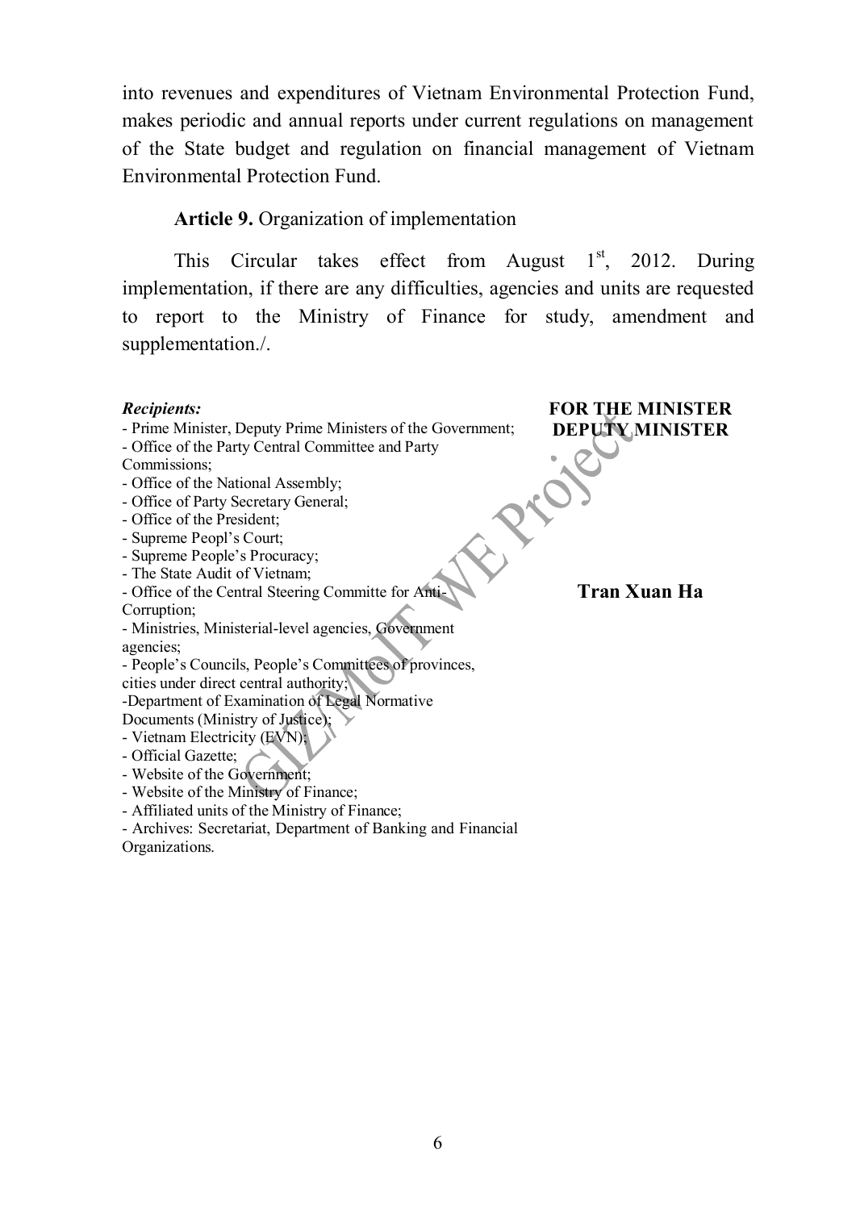into revenues and expenditures of Vietnam Environmental Protection Fund, makes periodic and annual reports under current regulations on management of the State budget and regulation on financial management of Vietnam Environmental Protection Fund.

**Article 9.** Organization of implementation

This Circular takes effect from August 1st, 2012. During implementation, if there are any difficulties, agencies and units are requested to report to the Ministry of Finance for study, amendment and supplementation./.

***Recipients:***
- Prime Minister, Deputy Prime Ministers of the Government;
- Office of the Party Central Committee and Party Commissions;
- Office of the National Assembly;
- Office of Party Secretary General;
- Office of the President;
- Supreme Peopl's Court;
- Supreme People's Procuracy;
- The State Audit of Vietnam;
- Office of the Central Steering Committe for Anti-Corruption;
- Ministries, Ministerial-level agencies, Government agencies;
- People's Councils, People's Committees of provinces, cities under direct central authority;
- Department of Examination of Legal Normative Documents (Ministry of Justice);
- Vietnam Electricity (EVN);
- Official Gazette;
- Website of the Government;
- Website of the Ministry of Finance;
- Affiliated units of the Ministry of Finance;
- Archives: Secretariat, Department of Banking and Financial Organizations.

**FOR THE MINISTER**
**DEPUTY MINISTER**

**Tran Xuan Ha**